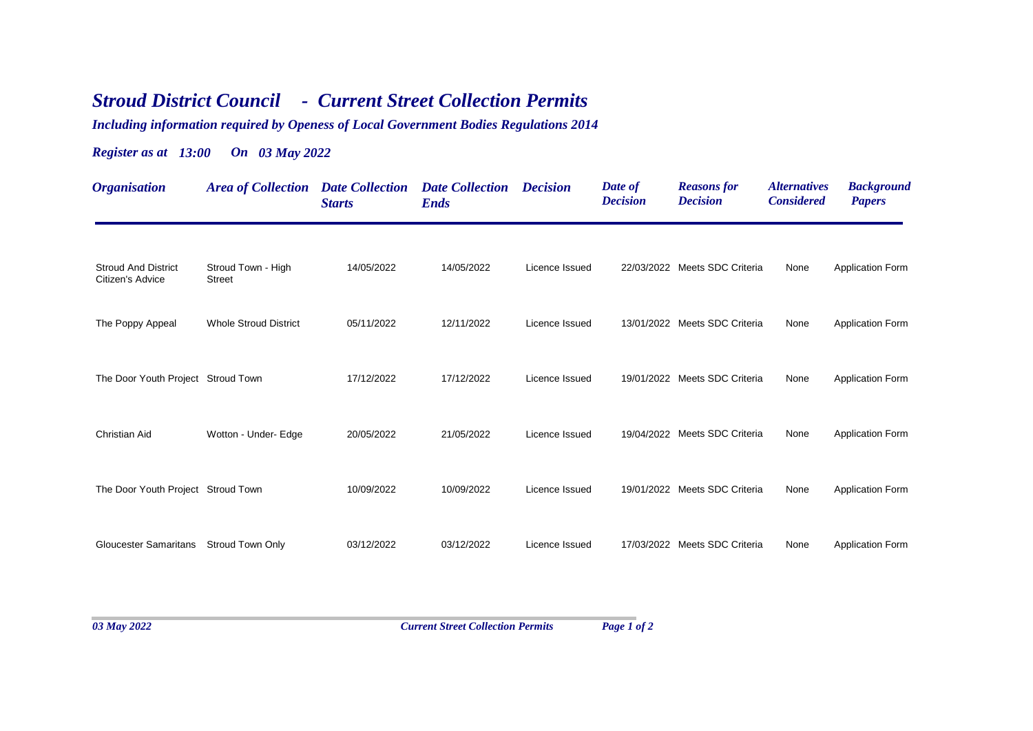# *Stroud District Council - Current Street Collection Permits*

***Including information required by Openess of Local Government Bodies Regulations 2014***

***Register as at 13:00 On 03 May 2022***

| *Organisation* | *Area of Collection* | *Date Collection Starts* | *Date Collection Ends* | *Decision* | *Date of Decision* | *Reasons for Decision* | *Alternatives Considered* | *Background Papers* |
|---|---|---|---|---|---|---|---|---|
| Stroud And District Citizen's Advice | Stroud Town - High Street | 14/05/2022 | 14/05/2022 | Licence Issued | 22/03/2022 | Meets SDC Criteria | None | Application Form |
| The Poppy Appeal | Whole Stroud District | 05/11/2022 | 12/11/2022 | Licence Issued | 13/01/2022 | Meets SDC Criteria | None | Application Form |
| The Door Youth Project | Stroud Town | 17/12/2022 | 17/12/2022 | Licence Issued | 19/01/2022 | Meets SDC Criteria | None | Application Form |
| Christian Aid | Wotton - Under- Edge | 20/05/2022 | 21/05/2022 | Licence Issued | 19/04/2022 | Meets SDC Criteria | None | Application Form |
| The Door Youth Project | Stroud Town | 10/09/2022 | 10/09/2022 | Licence Issued | 19/01/2022 | Meets SDC Criteria | None | Application Form |
| Gloucester Samaritans | Stroud Town Only | 03/12/2022 | 03/12/2022 | Licence Issued | 17/03/2022 | Meets SDC Criteria | None | Application Form |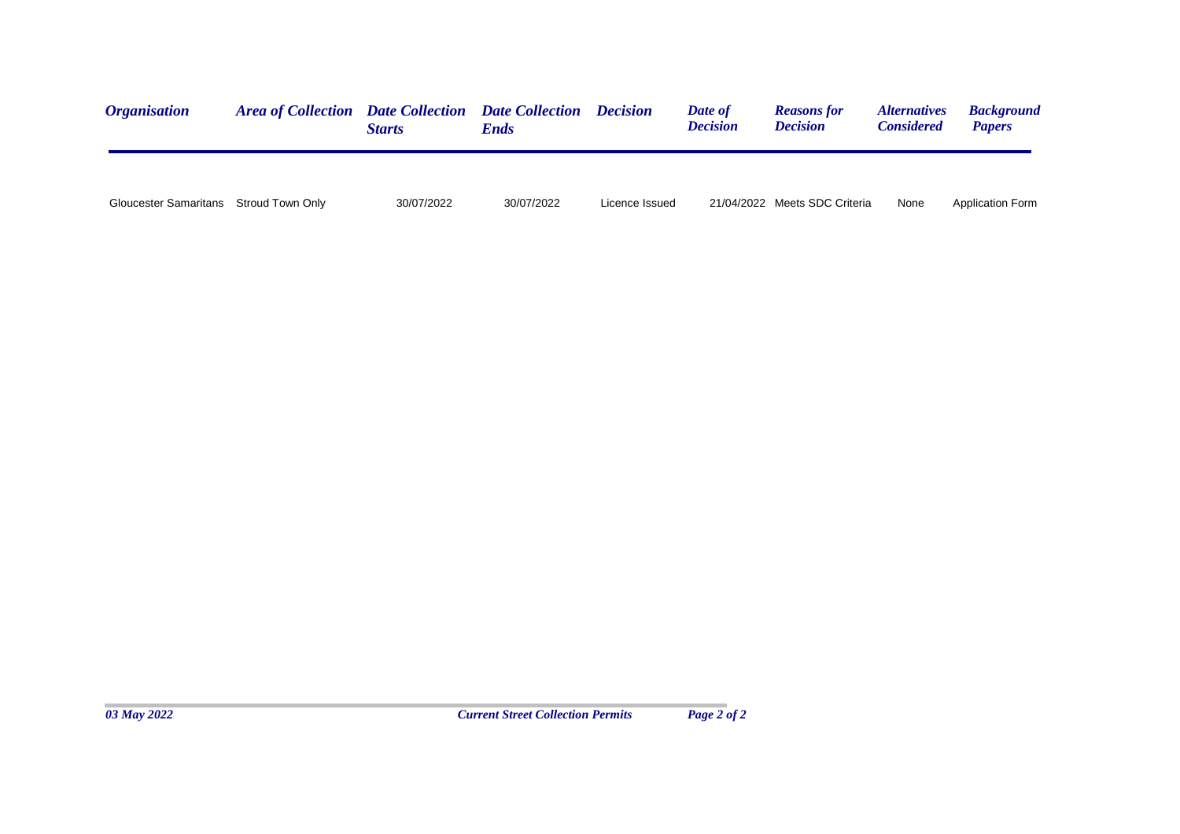| *Organisation* | *Area of Collection* | *Date Collection Starts* | *Date Collection Ends* | *Decision* | *Date of Decision* | *Reasons for Decision* | *Alternatives Considered* | *Background Papers* |
|---|---|---|---|---|---|---|---|---|
| Gloucester Samaritans | Stroud Town Only | 30/07/2022 | 30/07/2022 | Licence Issued | 21/04/2022 | Meets SDC Criteria | None | Application Form |